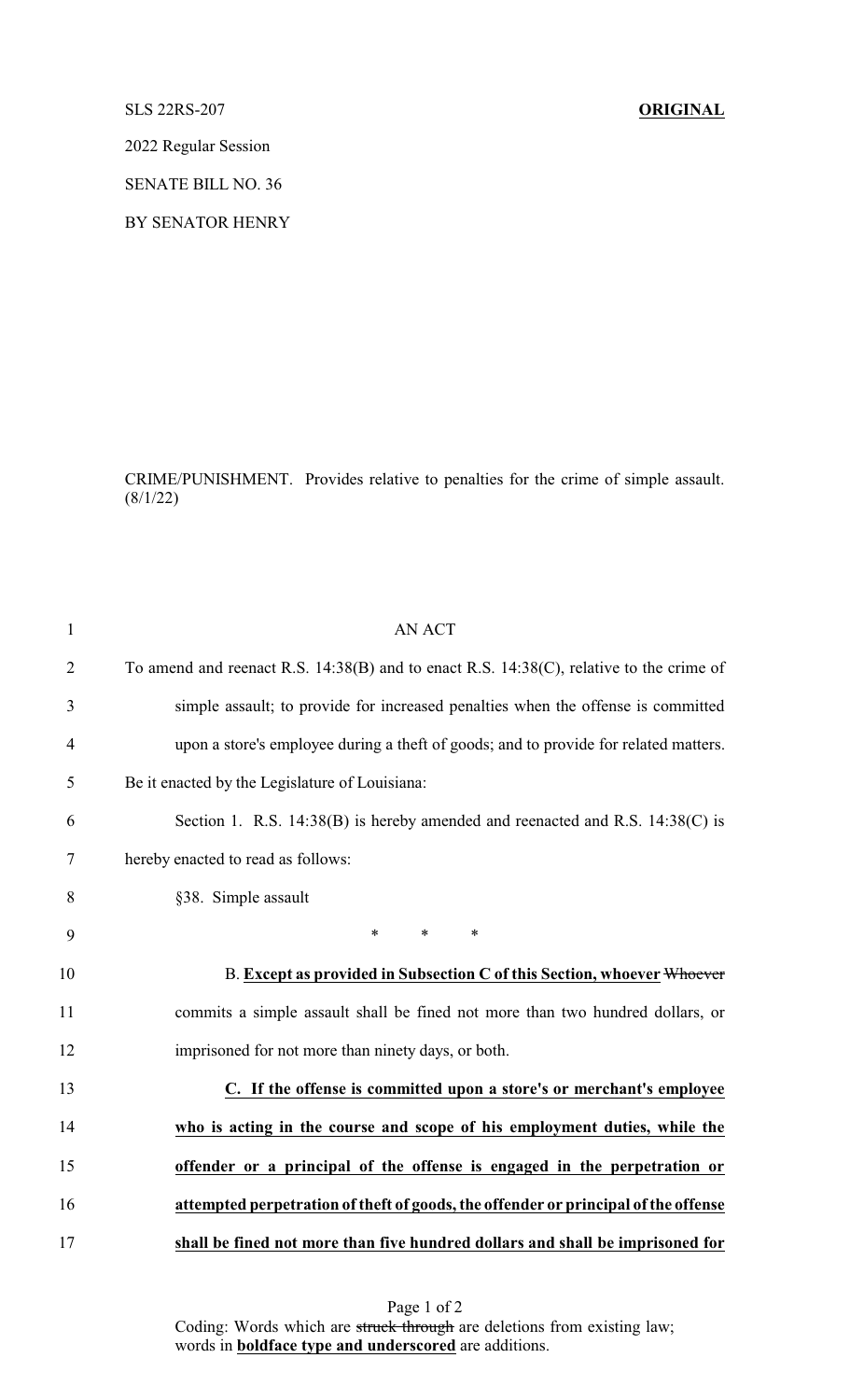SLS 22RS-207 **ORIGINAL**

2022 Regular Session

SENATE BILL NO. 36

BY SENATOR HENRY

CRIME/PUNISHMENT. Provides relative to penalties for the crime of simple assault. (8/1/22)

AN ACT

To amend and reenact R.S. 14:38(B) and to enact R.S. 14:38(C), relative to the crime of simple assault; to provide for increased penalties when the offense is committed upon a store's employee during a theft of goods; and to provide for related matters.

Be it enacted by the Legislature of Louisiana:

Section 1. R.S. 14:38(B) is hereby amended and reenacted and R.S. 14:38(C) is hereby enacted to read as follows:

§38. Simple assault

\* \* \*

B. **<u>Except as provided in Subsection C of this Section, whoever</u>** ~~Whoever~~ commits a simple assault shall be fined not more than two hundred dollars, or imprisoned for not more than ninety days, or both.

**<u>C. If the offense is committed upon a store's or merchant's employee who is acting in the course and scope of his employment duties, while the offender or a principal of the offense is engaged in the perpetration or attempted perpetration of theft of goods, the offender or principal of the offense shall be fined not more than five hundred dollars and shall be imprisoned for</u>**

Coding: Words which are ~~struck through~~ are deletions from existing law; words in **<u>boldface type and underscored</u>** are additions.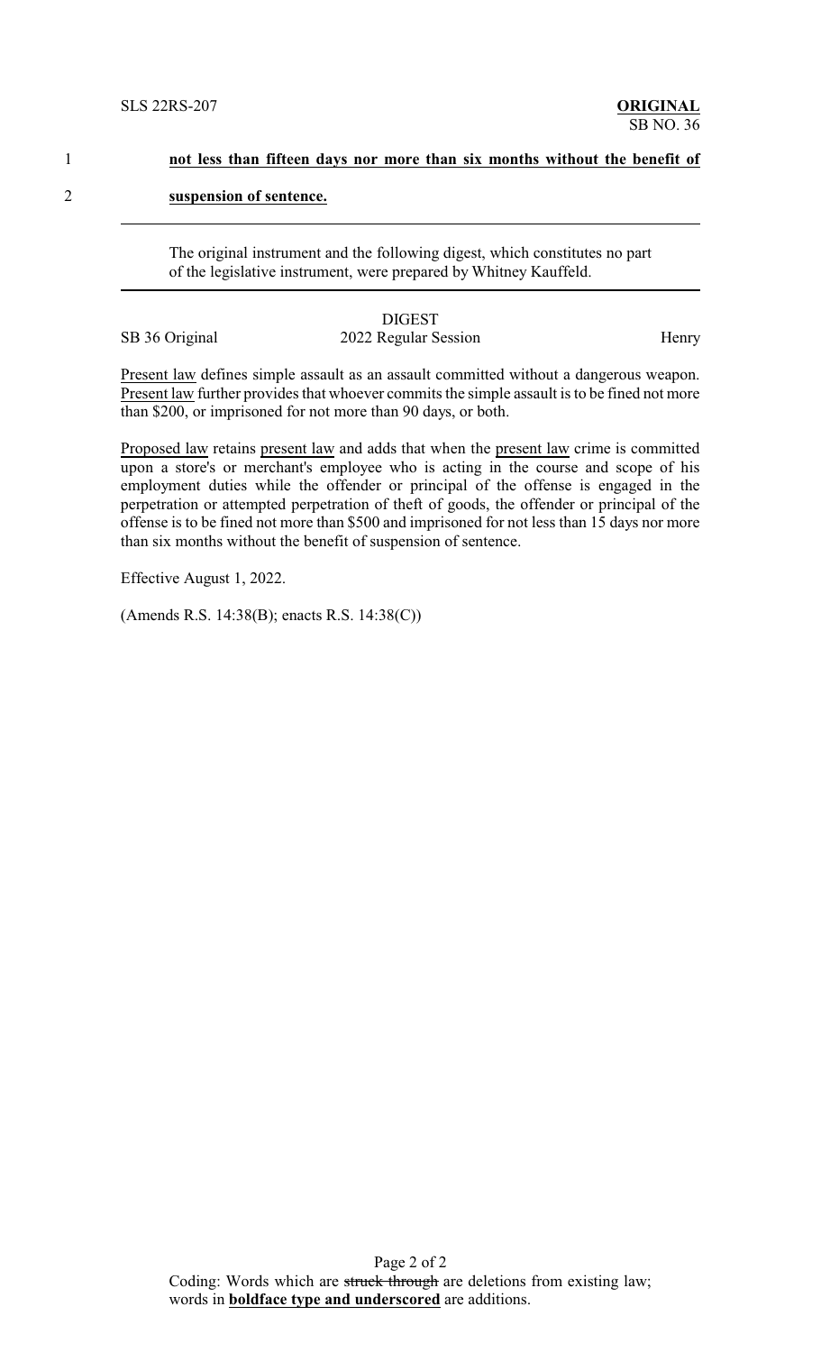1 **not less than fifteen days nor more than six months without the benefit of**

2 **suspension of sentence.**

---

The original instrument and the following digest, which constitutes no part of the legislative instrument, were prepared by Whitney Kauffeld.

---

DIGEST

SB 36 Original — 2022 Regular Session — Henry

Present law defines simple assault as an assault committed without a dangerous weapon. Present law further provides that whoever commits the simple assault is to be fined not more than $200, or imprisoned for not more than 90 days, or both.

Proposed law retains present law and adds that when the present law crime is committed upon a store's or merchant's employee who is acting in the course and scope of his employment duties while the offender or principal of the offense is engaged in the perpetration or attempted perpetration of theft of goods, the offender or principal of the offense is to be fined not more than $500 and imprisoned for not less than 15 days nor more than six months without the benefit of suspension of sentence.

Effective August 1, 2022.

(Amends R.S. 14:38(B); enacts R.S. 14:38(C))

Coding: Words which are ~~struck through~~ are deletions from existing law; words in **boldface type and underscored** are additions.